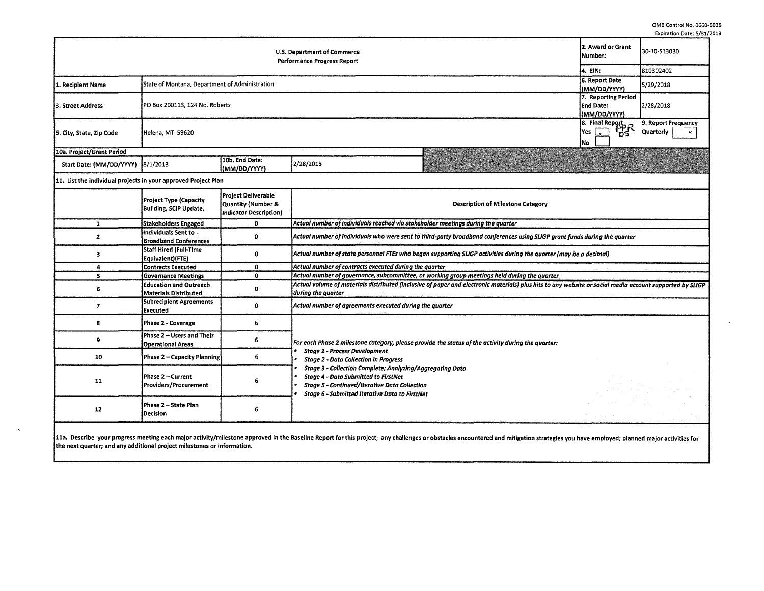OMB Control No. 0660-0038
Expiration Date: 5/31/2019

| U.S. Department of Commerce Performance Progress Report | | | | 2. Award or Grant Number: | 30-10-S13030 |
|---|---|---|---|---|---|
| | | | | 4. EIN: | 810302402 |
| 1. Recipient Name | State of Montana, Department of Administration | | | 6. Report Date (MM/DD/YYYY) | 5/29/2018 |
| 3. Street Address | PO Box 200113, 124 No. Roberts | | | 7. Reporting Period End Date: (MM/DD/YYYY) | 2/28/2018 |
| 5. City, State, Zip Code | Helena, MT 59620 | | | 8. Final Report Yes [x] No [ ] | 9. Report Frequency Quarterly [x] |
| 10a. Project/Grant Period | | | | | |
| Start Date: (MM/DD/YYYY) | 8/1/2013 | 10b. End Date: (MM/DD/YYYY) | 2/28/2018 | | |

11. List the individual projects in your approved Project Plan

| | Project Type (Capacity Building, SCIP Update, | Project Deliverable Quantity (Number & Indicator Description) | Description of Milestone Category |
|---|---|---|---|
| 1 | Stakeholders Engaged | 0 | *Actual number of individuals reached via stakeholder meetings during the quarter* |
| 2 | Individuals Sent to Broadband Conferences | 0 | *Actual number of individuals who were sent to third-party broadband conferences using SLIGP grant funds during the quarter* |
| 3 | Staff Hired (Full-Time Equivalent)(FTE) | 0 | *Actual number of state personnel FTEs who began supporting SLIGP activities during the quarter (may be a decimal)* |
| 4 | Contracts Executed | 0 | *Actual number of contracts executed during the quarter* |
| 5 | Governance Meetings | 0 | *Actual number of governance, subcommittee, or working group meetings held during the quarter* |
| 6 | Education and Outreach Materials Distributed | 0 | *Actual volume of materials distributed (inclusive of paper and electronic materials) plus hits to any website or social media account supported by SLIGP during the quarter* |
| 7 | Subrecipient Agreements Executed | 0 | *Actual number of agreements executed during the quarter* |
| 8 | Phase 2 - Coverage | 6 | *For each Phase 2 milestone category, please provide the status of the activity during the quarter:* <br>• *Stage 1 - Process Development* <br>• *Stage 2 - Data Collection in Progress* <br>• *Stage 3 - Collection Complete; Analyzing/Aggregating Data* <br>• *Stage 4 - Data Submitted to FirstNet* <br>• *Stage 5 - Continued/Iterative Data Collection* <br>• *Stage 6 - Submitted Iterative Data to FirstNet* |
| 9 | Phase 2 – Users and Their Operational Areas | 6 | |
| 10 | Phase 2 – Capacity Planning | 6 | |
| 11 | Phase 2 – Current Providers/Procurement | 6 | |
| 12 | Phase 2 – State Plan Decision | 6 | |

11a. Describe your progress meeting each major activity/milestone approved in the Baseline Report for this project; any challenges or obstacles encountered and mitigation strategies you have employed; planned major activities for the next quarter; and any additional project milestones or information.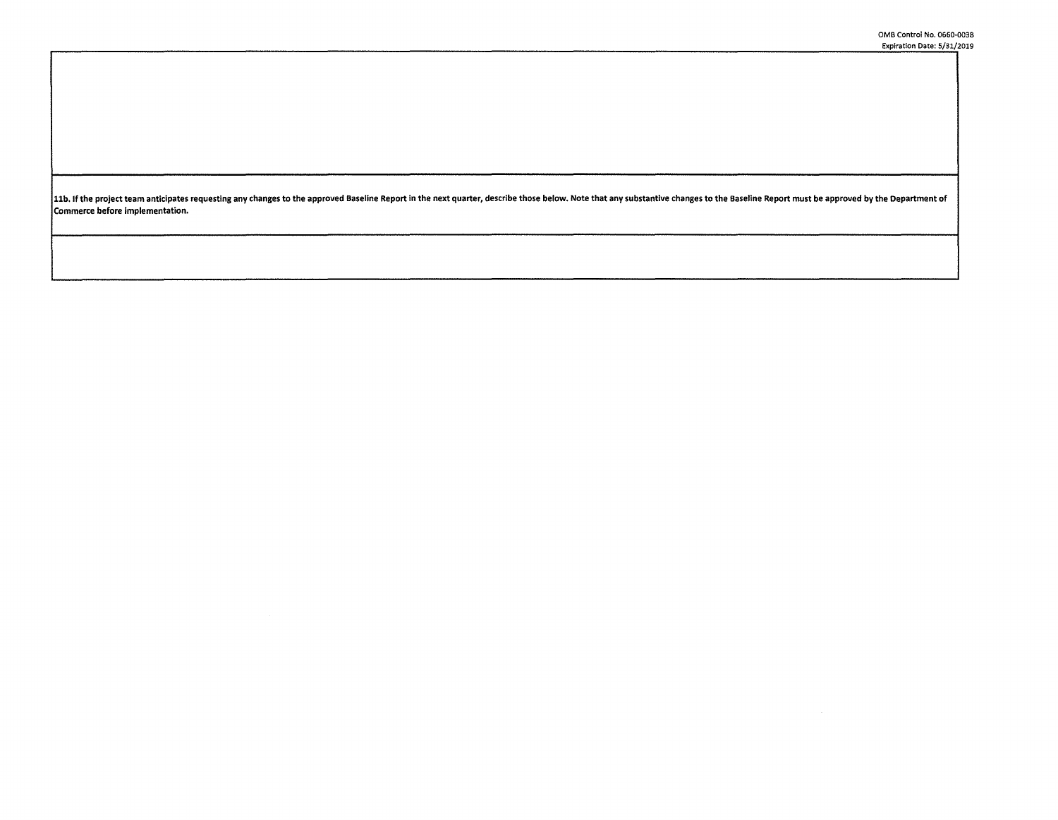**11b. If the project team anticipates requesting any changes to the approved Baseline Report in the next quarter, describe those below. Note that any substantive changes to the Baseline Report must be approved by the Department of Commerce before implementation.**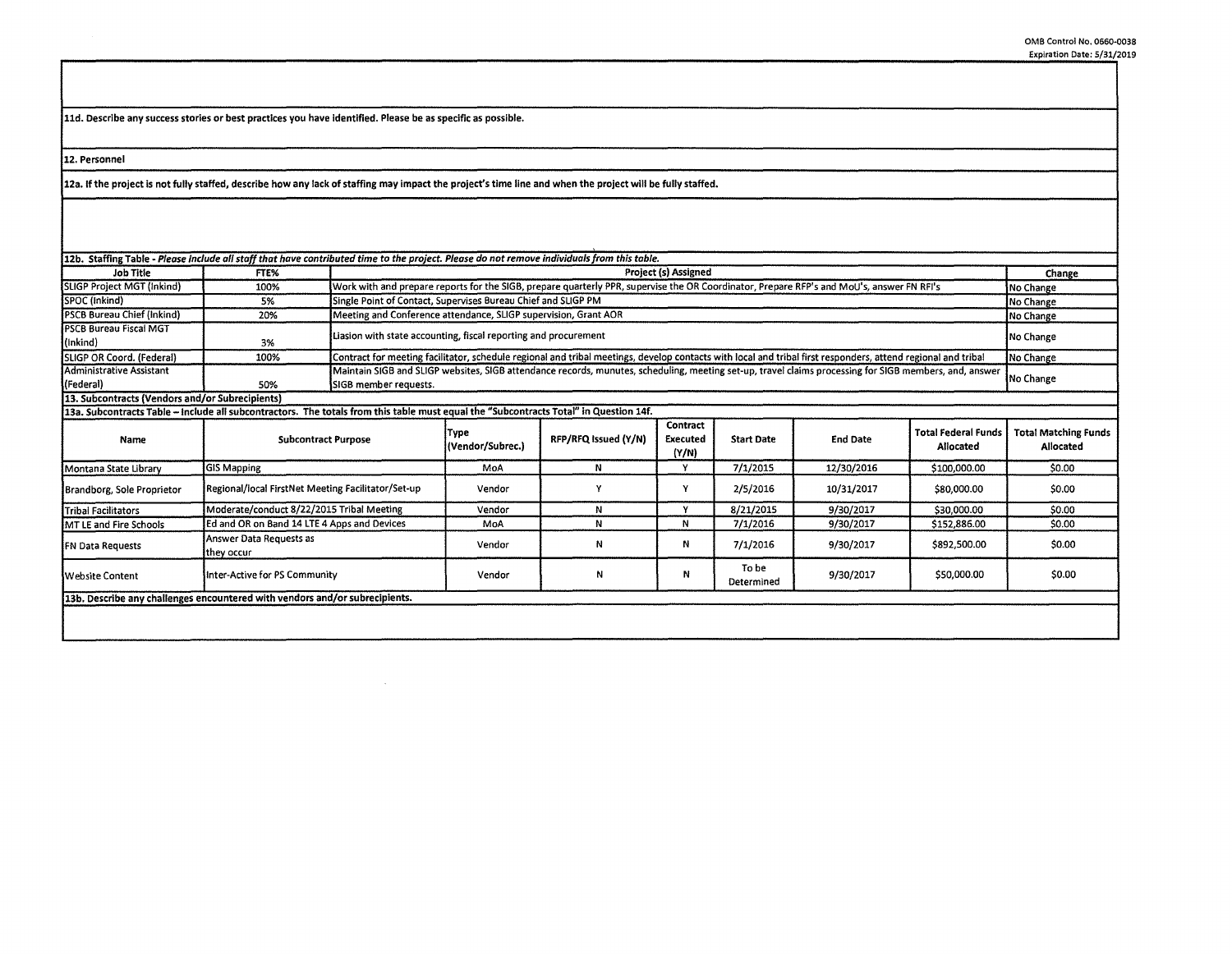11d. Describe any success stories or best practices you have identified. Please be as specific as possible.

12. Personnel

12a. If the project is not fully staffed, describe how any lack of staffing may impact the project's time line and when the project will be fully staffed.

12b. Staffing Table - *Please include all staff that have contributed time to the project. Please do not remove individuals from this table.*

| Job Title | FTE% | Project (s) Assigned | Change |
|---|---|---|---|
| SLIGP Project MGT (Inkind) | 100% | Work with and prepare reports for the SIGB, prepare quarterly PPR, supervise the OR Coordinator, Prepare RFP's and MoU's, answer FN RFI's | No Change |
| SPOC (Inkind) | 5% | Single Point of Contact, Supervises Bureau Chief and SLIGP PM | No Change |
| PSCB Bureau Chief (Inkind) | 20% | Meeting and Conference attendance, SLIGP supervision, Grant AOR | No Change |
| PSCB Bureau Fiscal MGT (Inkind) | 3% | Liasion with state accounting, fiscal reporting and procurement | No Change |
| SLIGP OR Coord. (Federal) | 100% | Contract for meeting facilitator, schedule regional and tribal meetings, develop contacts with local and tribal first responders, attend regional and tribal | No Change |
| Administrative Assistant (Federal) | 50% | Maintain SIGB and SLIGP websites, SIGB attendance records, munutes, scheduling, meeting set-up, travel claims processing for SIGB members, and, answer SIGB member requests. | No Change |

13. Subcontracts (Vendors and/or Subrecipients)

13a. Subcontracts Table – Include all subcontractors. The totals from this table must equal the "Subcontracts Total" in Question 14f.

| Name | Subcontract Purpose | Type (Vendor/Subrec.) | RFP/RFQ Issued (Y/N) | Contract Executed (Y/N) | Start Date | End Date | Total Federal Funds Allocated | Total Matching Funds Allocated |
|---|---|---|---|---|---|---|---|---|
| Montana State Library | GIS Mapping | MoA | N | Y | 7/1/2015 | 12/30/2016 | $100,000.00 | $0.00 |
| Brandborg, Sole Proprietor | Regional/local FirstNet Meeting Facilitator/Set-up | Vendor | Y | Y | 2/5/2016 | 10/31/2017 | $80,000.00 | $0.00 |
| Tribal Facilitators | Moderate/conduct 8/22/2015 Tribal Meeting | Vendor | N | Y | 8/21/2015 | 9/30/2017 | $30,000.00 | $0.00 |
| MT LE and Fire Schools | Ed and OR on Band 14 LTE 4 Apps and Devices | MoA | N | N | 7/1/2016 | 9/30/2017 | $152,886.00 | $0.00 |
| FN Data Requests | Answer Data Requests as they occur | Vendor | N | N | 7/1/2016 | 9/30/2017 | $892,500.00 | $0.00 |
| Website Content | Inter-Active for PS Community | Vendor | N | N | To be Determined | 9/30/2017 | $50,000.00 | $0.00 |

13b. Describe any challenges encountered with vendors and/or subrecipients.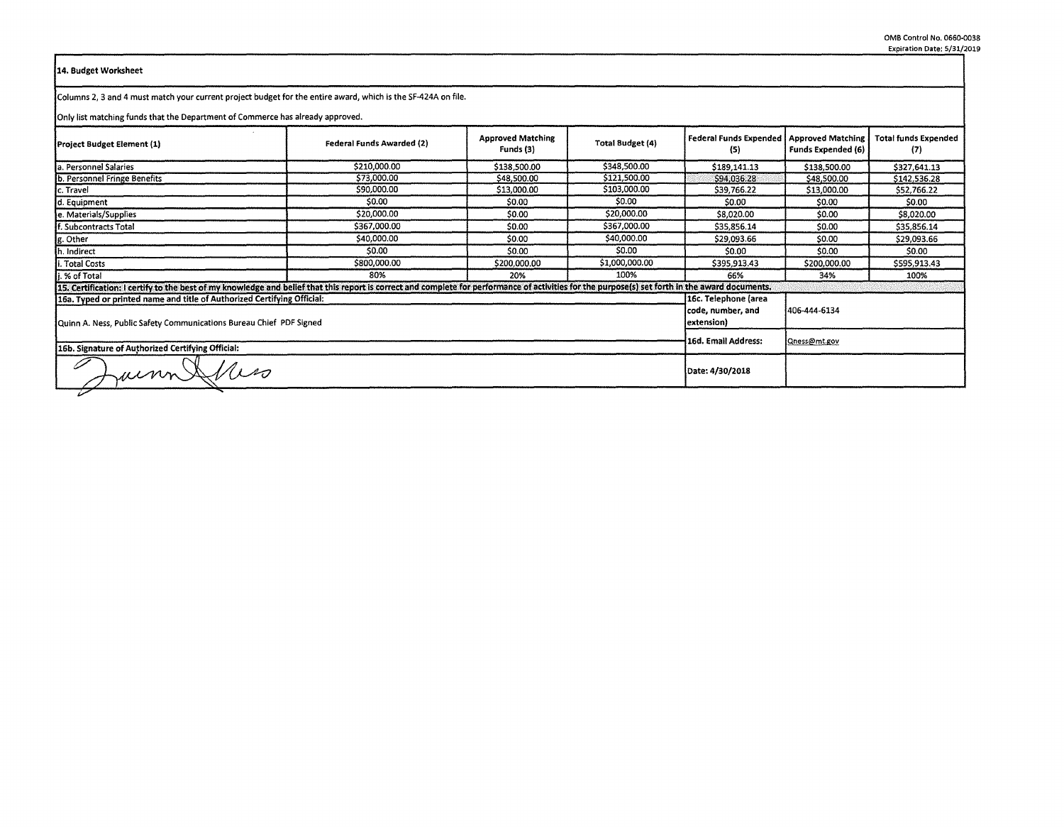OMB Control No. 0660-0038
Expiration Date: 5/31/2019

## 14. Budget Worksheet

Columns 2, 3 and 4 must match your current project budget for the entire award, which is the SF-424A on file.

Only list matching funds that the Department of Commerce has already approved.

| Project Budget Element (1) | Federal Funds Awarded (2) | Approved Matching Funds (3) | Total Budget (4) | Federal Funds Expended (5) | Approved Matching Funds Expended (6) | Total funds Expended (7) |
|---|---|---|---|---|---|---|
| a. Personnel Salaries | $210,000.00 | $138,500.00 | $348,500.00 | $189,141.13 | $138,500.00 | $327,641.13 |
| b. Personnel Fringe Benefits | $73,000.00 | $48,500.00 | $121,500.00 | $94,036.28 | $48,500.00 | $142,536.28 |
| c. Travel | $90,000.00 | $13,000.00 | $103,000.00 | $39,766.22 | $13,000.00 | $52,766.22 |
| d. Equipment | $0.00 | $0.00 | $0.00 | $0.00 | $0.00 | $0.00 |
| e. Materials/Supplies | $20,000.00 | $0.00 | $20,000.00 | $8,020.00 | $0.00 | $8,020.00 |
| f. Subcontracts Total | $367,000.00 | $0.00 | $367,000.00 | $35,856.14 | $0.00 | $35,856.14 |
| g. Other | $40,000.00 | $0.00 | $40,000.00 | $29,093.66 | $0.00 | $29,093.66 |
| h. Indirect | $0.00 | $0.00 | $0.00 | $0.00 | $0.00 | $0.00 |
| i. Total Costs | $800,000.00 | $200,000.00 | $1,000,000.00 | $395,913.43 | $200,000.00 | $595,913.43 |
| j. % of Total | 80% | 20% | 100% | 66% | 34% | 100% |

**15. Certification: I certify to the best of my knowledge and belief that this report is correct and complete for performance of activities for the purpose(s) set forth in the award documents.**

| | | |
|---|---|---|
| **16a. Typed or printed name and title of Authorized Certifying Official:** Quinn A. Ness, Public Safety Communications Bureau Chief PDF Signed | **16c. Telephone (area code, number, and extension)** | 406-444-6134 |
| **16b. Signature of Authorized Certifying Official:** | **16d. Email Address:** | Qness@mt.gov |
| Quinn A Ness | Date: 4/30/2018 | |